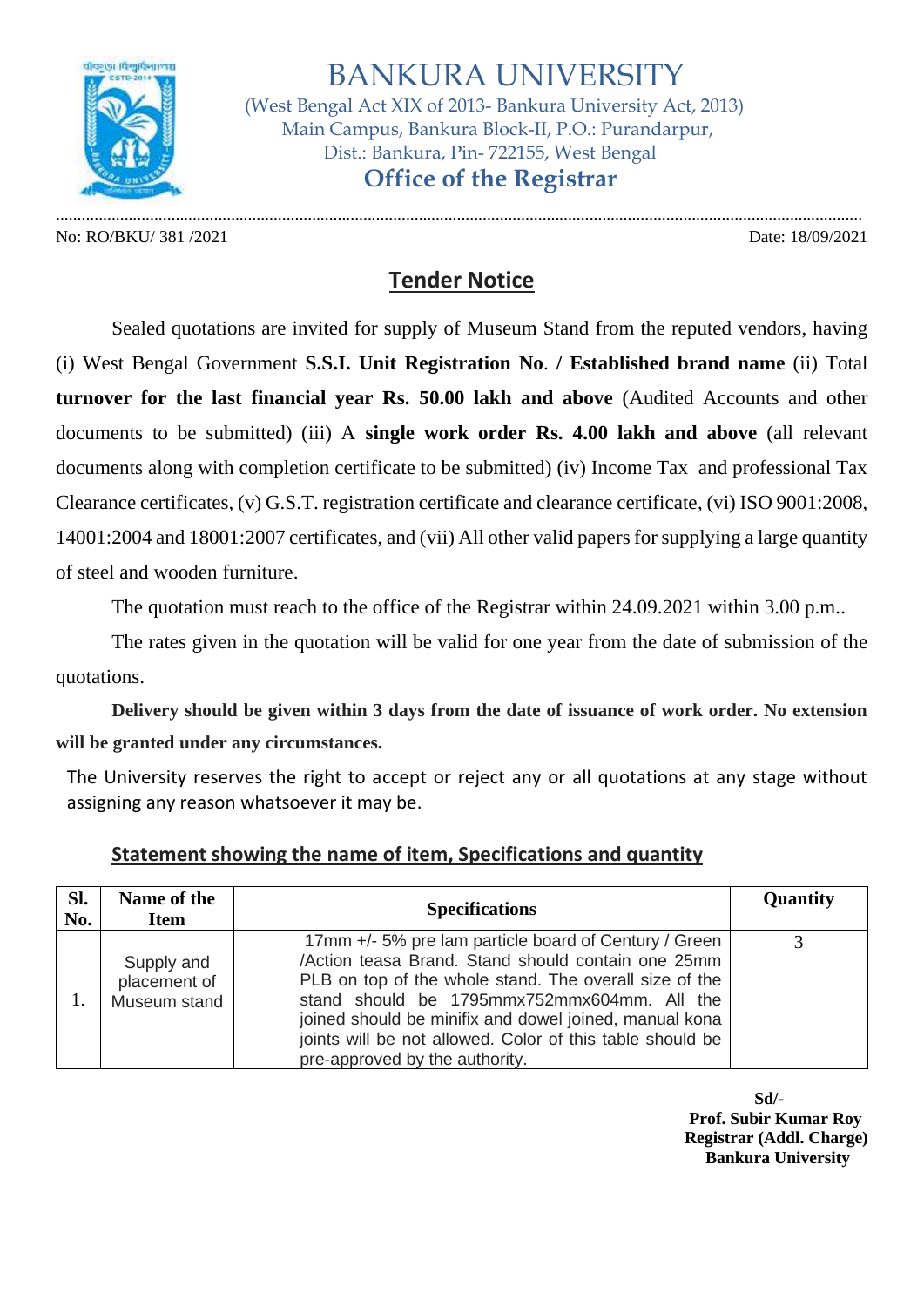# BANKURA UNIVERSITY

(West Bengal Act XIX of 2013- Bankura University Act, 2013)
Main Campus, Bankura Block-II, P.O.: Purandarpur,
Dist.: Bankura, Pin- 722155, West Bengal

## Office of the Registrar

No: RO/BKU/ 381 /2021 Date: 18/09/2021

## Tender Notice

Sealed quotations are invited for supply of Museum Stand from the reputed vendors, having (i) West Bengal Government **S.S.I. Unit Registration No**. **/ Established brand name** (ii) Total **turnover for the last financial year Rs. 50.00 lakh and above** (Audited Accounts and other documents to be submitted) (iii) A **single work order Rs. 4.00 lakh and above** (all relevant documents along with completion certificate to be submitted) (iv) Income Tax and professional Tax Clearance certificates, (v) G.S.T. registration certificate and clearance certificate, (vi) ISO 9001:2008, 14001:2004 and 18001:2007 certificates, and (vii) All other valid papers for supplying a large quantity of steel and wooden furniture.

The quotation must reach to the office of the Registrar within 24.09.2021 within 3.00 p.m..

The rates given in the quotation will be valid for one year from the date of submission of the quotations.

**Delivery should be given within 3 days from the date of issuance of work order. No extension will be granted under any circumstances.**

The University reserves the right to accept or reject any or all quotations at any stage without assigning any reason whatsoever it may be.

### Statement showing the name of item, Specifications and quantity

| Sl. No. | Name of the Item | Specifications | Quantity |
|---|---|---|---|
| 1. | Supply and placement of Museum stand | 17mm +/- 5% pre lam particle board of Century / Green /Action teasa Brand. Stand should contain one 25mm PLB on top of the whole stand. The overall size of the stand should be 1795mmx752mmx604mm. All the joined should be minifix and dowel joined, manual kona joints will be not allowed. Color of this table should be pre-approved by the authority. | 3 |

**Sd/-**
**Prof. Subir Kumar Roy**
**Registrar (Addl. Charge)**
**Bankura University**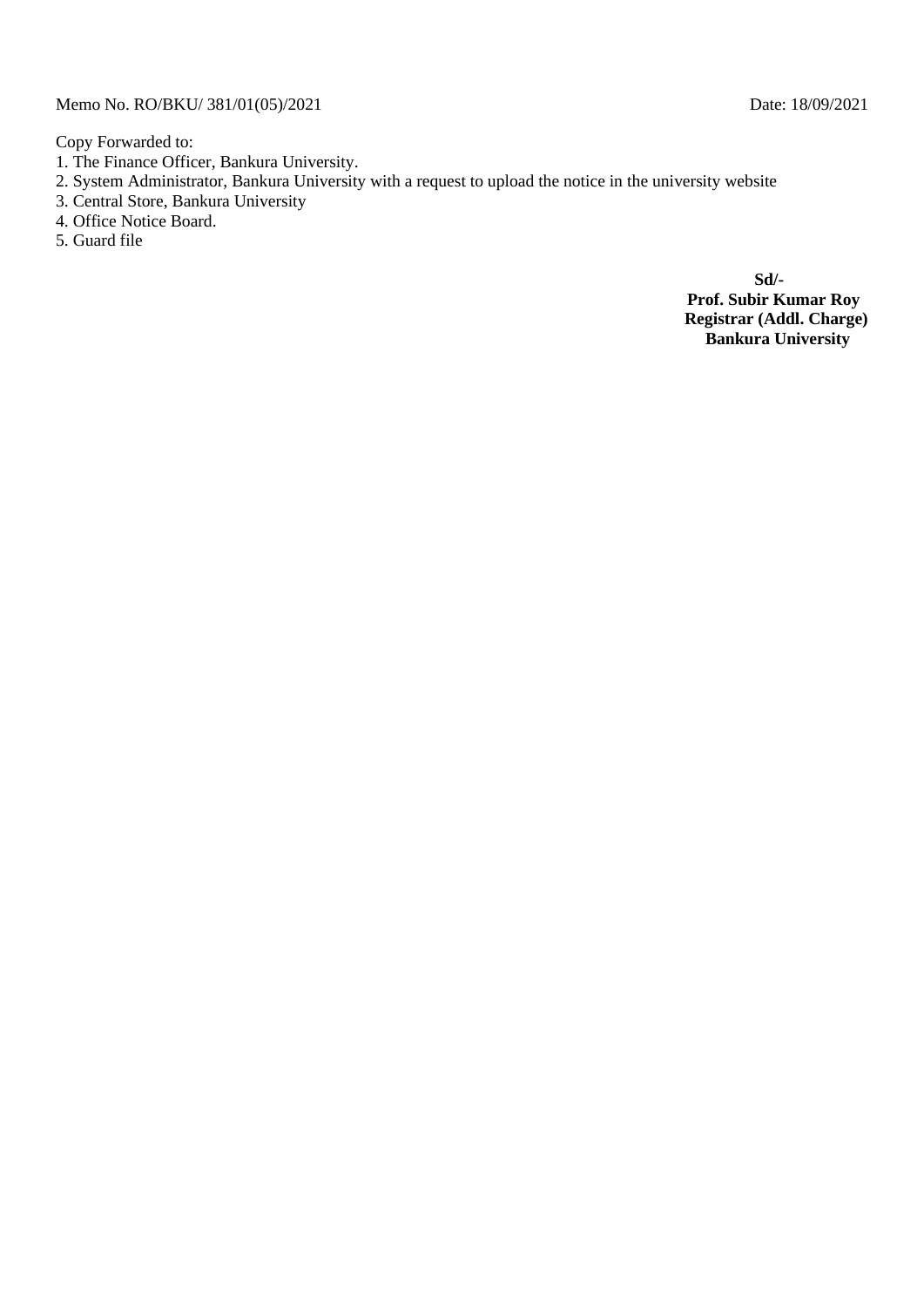Memo No. RO/BKU/ 381/01(05)/2021 Date: 18/09/2021

Copy Forwarded to:

1. The Finance Officer, Bankura University.
2. System Administrator, Bankura University with a request to upload the notice in the university website
3. Central Store, Bankura University
4. Office Notice Board.
5. Guard file

**Sd/-**
**Prof. Subir Kumar Roy**
**Registrar (Addl. Charge)**
**Bankura University**